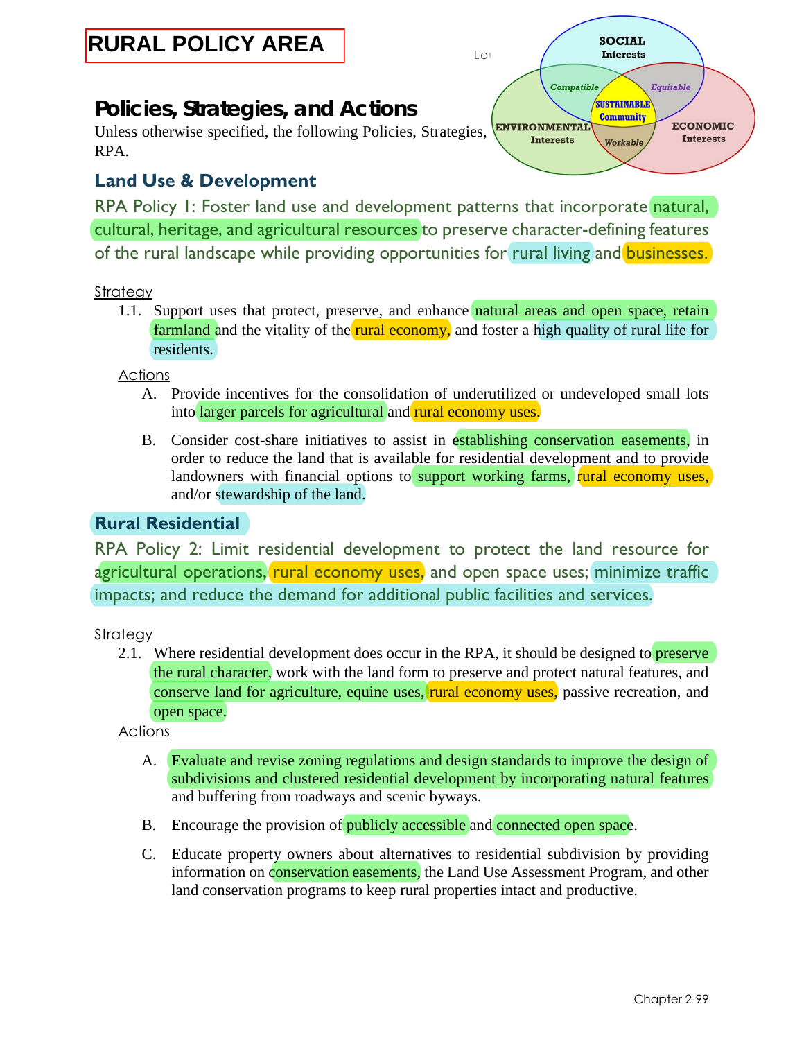RURAL POLICY AREA

SOCIAL
Interests

Compatible

Equitable

SUSTAINABLE
Community

ENVIRONMENTAL
Interests

ECONOMIC
Interests

Workable

## Policies, Strategies, and Actions

Unless otherwise specified, the following Policies, Strategies, RPA.

### Land Use & Development

RPA Policy 1: Foster land use and development patterns that incorporate natural, cultural, heritage, and agricultural resources to preserve character-defining features of the rural landscape while providing opportunities for rural living and businesses.

Strategy

1.1. Support uses that protect, preserve, and enhance natural areas and open space, retain farmland and the vitality of the rural economy, and foster a high quality of rural life for residents.

Actions

A. Provide incentives for the consolidation of underutilized or undeveloped small lots into larger parcels for agricultural and rural economy uses.

B. Consider cost-share initiatives to assist in establishing conservation easements, in order to reduce the land that is available for residential development and to provide landowners with financial options to support working farms, rural economy uses, and/or stewardship of the land.

### Rural Residential

RPA Policy 2: Limit residential development to protect the land resource for agricultural operations, rural economy uses, and open space uses; minimize traffic impacts; and reduce the demand for additional public facilities and services.

Strategy

2.1. Where residential development does occur in the RPA, it should be designed to preserve the rural character, work with the land form to preserve and protect natural features, and conserve land for agriculture, equine uses, rural economy uses, passive recreation, and open space.

Actions

A. Evaluate and revise zoning regulations and design standards to improve the design of subdivisions and clustered residential development by incorporating natural features and buffering from roadways and scenic byways.

B. Encourage the provision of publicly accessible and connected open space.

C. Educate property owners about alternatives to residential subdivision by providing information on conservation easements, the Land Use Assessment Program, and other land conservation programs to keep rural properties intact and productive.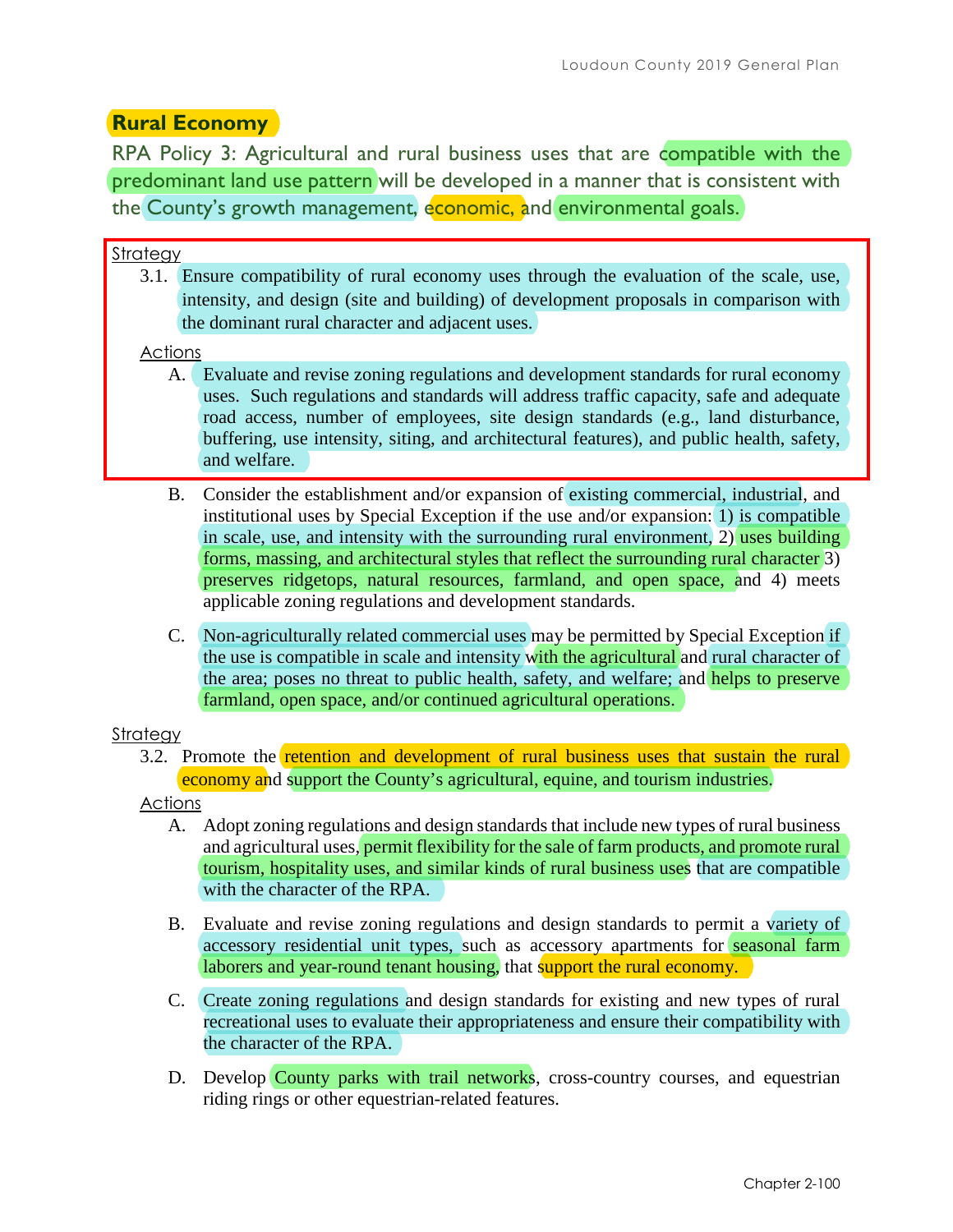## Rural Economy

RPA Policy 3: Agricultural and rural business uses that are compatible with the predominant land use pattern will be developed in a manner that is consistent with the County's growth management, economic, and environmental goals.

Strategy

3.1. Ensure compatibility of rural economy uses through the evaluation of the scale, use, intensity, and design (site and building) of development proposals in comparison with the dominant rural character and adjacent uses.

Actions

A. Evaluate and revise zoning regulations and development standards for rural economy uses. Such regulations and standards will address traffic capacity, safe and adequate road access, number of employees, site design standards (e.g., land disturbance, buffering, use intensity, siting, and architectural features), and public health, safety, and welfare.

B. Consider the establishment and/or expansion of existing commercial, industrial, and institutional uses by Special Exception if the use and/or expansion: 1) is compatible in scale, use, and intensity with the surrounding rural environment, 2) uses building forms, massing, and architectural styles that reflect the surrounding rural character 3) preserves ridgetops, natural resources, farmland, and open space, and 4) meets applicable zoning regulations and development standards.

C. Non-agriculturally related commercial uses may be permitted by Special Exception if the use is compatible in scale and intensity with the agricultural and rural character of the area; poses no threat to public health, safety, and welfare; and helps to preserve farmland, open space, and/or continued agricultural operations.

Strategy

3.2. Promote the retention and development of rural business uses that sustain the rural economy and support the County's agricultural, equine, and tourism industries.

Actions

A. Adopt zoning regulations and design standards that include new types of rural business and agricultural uses, permit flexibility for the sale of farm products, and promote rural tourism, hospitality uses, and similar kinds of rural business uses that are compatible with the character of the RPA.

B. Evaluate and revise zoning regulations and design standards to permit a variety of accessory residential unit types, such as accessory apartments for seasonal farm laborers and year-round tenant housing, that support the rural economy.

C. Create zoning regulations and design standards for existing and new types of rural recreational uses to evaluate their appropriateness and ensure their compatibility with the character of the RPA.

D. Develop County parks with trail networks, cross-country courses, and equestrian riding rings or other equestrian-related features.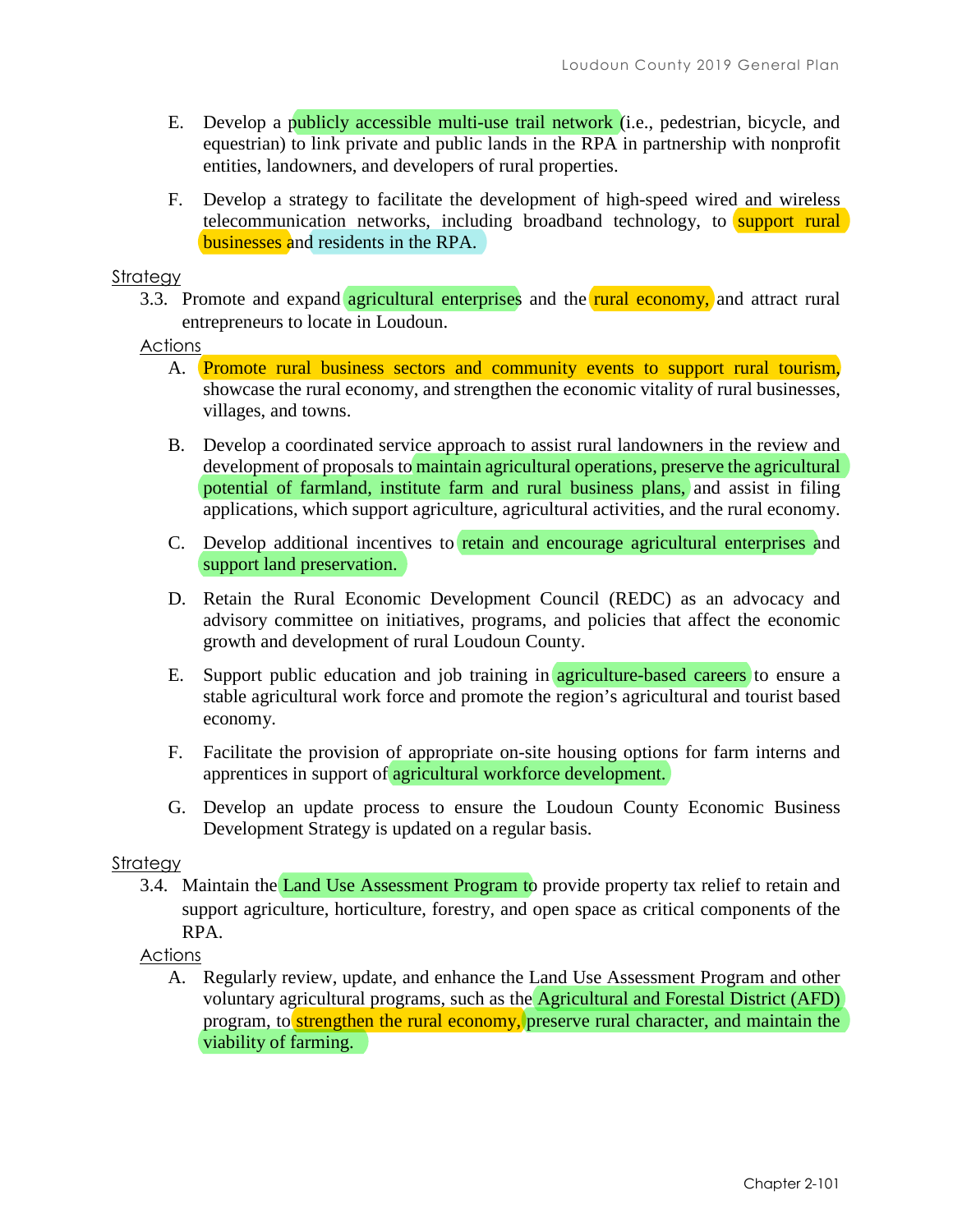E. Develop a publicly accessible multi-use trail network (i.e., pedestrian, bicycle, and equestrian) to link private and public lands in the RPA in partnership with nonprofit entities, landowners, and developers of rural properties.

F. Develop a strategy to facilitate the development of high-speed wired and wireless telecommunication networks, including broadband technology, to support rural businesses and residents in the RPA.

<u>Strategy</u>

3.3. Promote and expand agricultural enterprises and the rural economy, and attract rural entrepreneurs to locate in Loudoun.

<u>Actions</u>

A. Promote rural business sectors and community events to support rural tourism, showcase the rural economy, and strengthen the economic vitality of rural businesses, villages, and towns.

B. Develop a coordinated service approach to assist rural landowners in the review and development of proposals to maintain agricultural operations, preserve the agricultural potential of farmland, institute farm and rural business plans, and assist in filing applications, which support agriculture, agricultural activities, and the rural economy.

C. Develop additional incentives to retain and encourage agricultural enterprises and support land preservation.

D. Retain the Rural Economic Development Council (REDC) as an advocacy and advisory committee on initiatives, programs, and policies that affect the economic growth and development of rural Loudoun County.

E. Support public education and job training in agriculture-based careers to ensure a stable agricultural work force and promote the region's agricultural and tourist based economy.

F. Facilitate the provision of appropriate on-site housing options for farm interns and apprentices in support of agricultural workforce development.

G. Develop an update process to ensure the Loudoun County Economic Business Development Strategy is updated on a regular basis.

<u>Strategy</u>

3.4. Maintain the Land Use Assessment Program to provide property tax relief to retain and support agriculture, horticulture, forestry, and open space as critical components of the RPA.

<u>Actions</u>

A. Regularly review, update, and enhance the Land Use Assessment Program and other voluntary agricultural programs, such as the Agricultural and Forestal District (AFD) program, to strengthen the rural economy, preserve rural character, and maintain the viability of farming.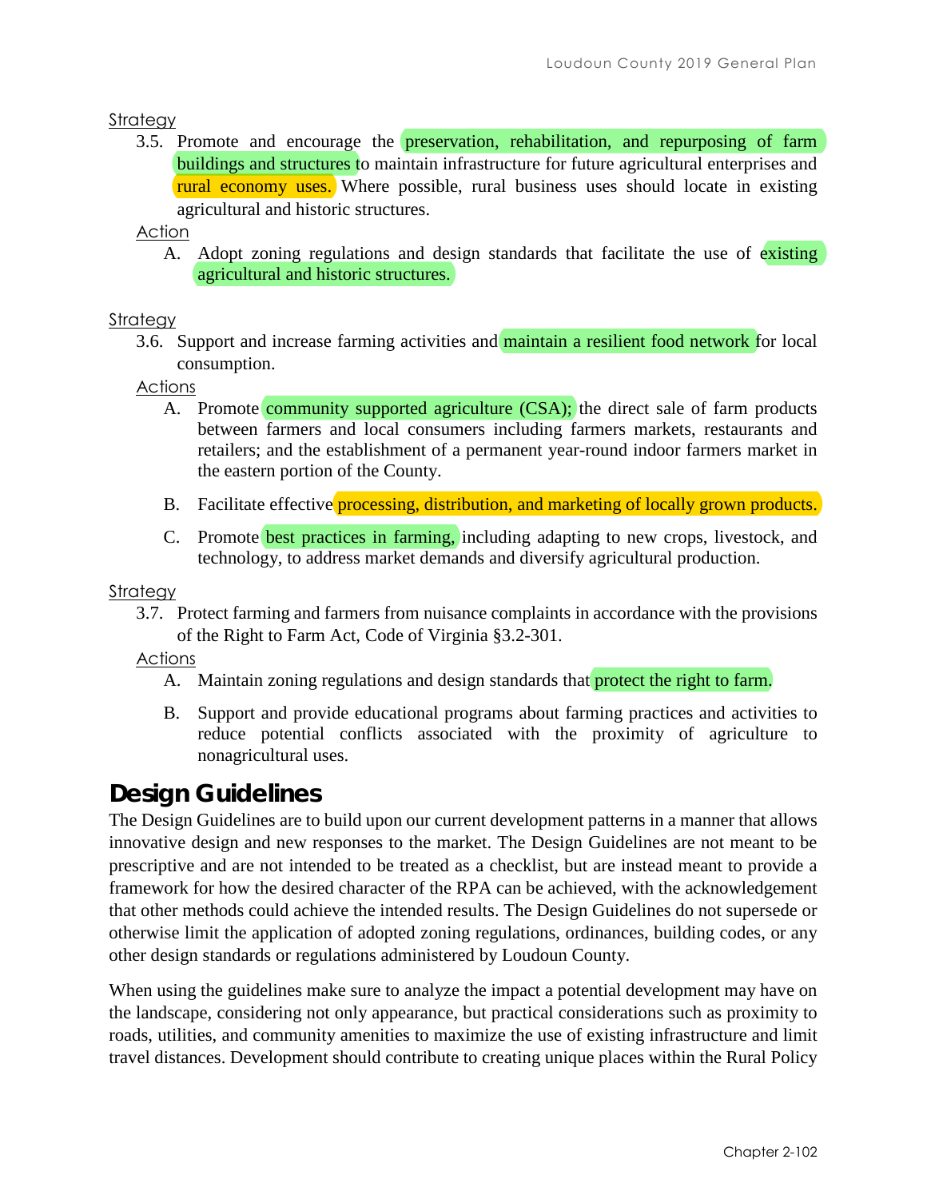Strategy

3.5. Promote and encourage the preservation, rehabilitation, and repurposing of farm buildings and structures to maintain infrastructure for future agricultural enterprises and rural economy uses. Where possible, rural business uses should locate in existing agricultural and historic structures.

Action

A. Adopt zoning regulations and design standards that facilitate the use of existing agricultural and historic structures.

Strategy

3.6. Support and increase farming activities and maintain a resilient food network for local consumption.

Actions

A. Promote community supported agriculture (CSA); the direct sale of farm products between farmers and local consumers including farmers markets, restaurants and retailers; and the establishment of a permanent year-round indoor farmers market in the eastern portion of the County.

B. Facilitate effective processing, distribution, and marketing of locally grown products.

C. Promote best practices in farming, including adapting to new crops, livestock, and technology, to address market demands and diversify agricultural production.

Strategy

3.7. Protect farming and farmers from nuisance complaints in accordance with the provisions of the Right to Farm Act, Code of Virginia §3.2-301.

Actions

A. Maintain zoning regulations and design standards that protect the right to farm.

B. Support and provide educational programs about farming practices and activities to reduce potential conflicts associated with the proximity of agriculture to nonagricultural uses.

## Design Guidelines

The Design Guidelines are to build upon our current development patterns in a manner that allows innovative design and new responses to the market. The Design Guidelines are not meant to be prescriptive and are not intended to be treated as a checklist, but are instead meant to provide a framework for how the desired character of the RPA can be achieved, with the acknowledgement that other methods could achieve the intended results. The Design Guidelines do not supersede or otherwise limit the application of adopted zoning regulations, ordinances, building codes, or any other design standards or regulations administered by Loudoun County.

When using the guidelines make sure to analyze the impact a potential development may have on the landscape, considering not only appearance, but practical considerations such as proximity to roads, utilities, and community amenities to maximize the use of existing infrastructure and limit travel distances. Development should contribute to creating unique places within the Rural Policy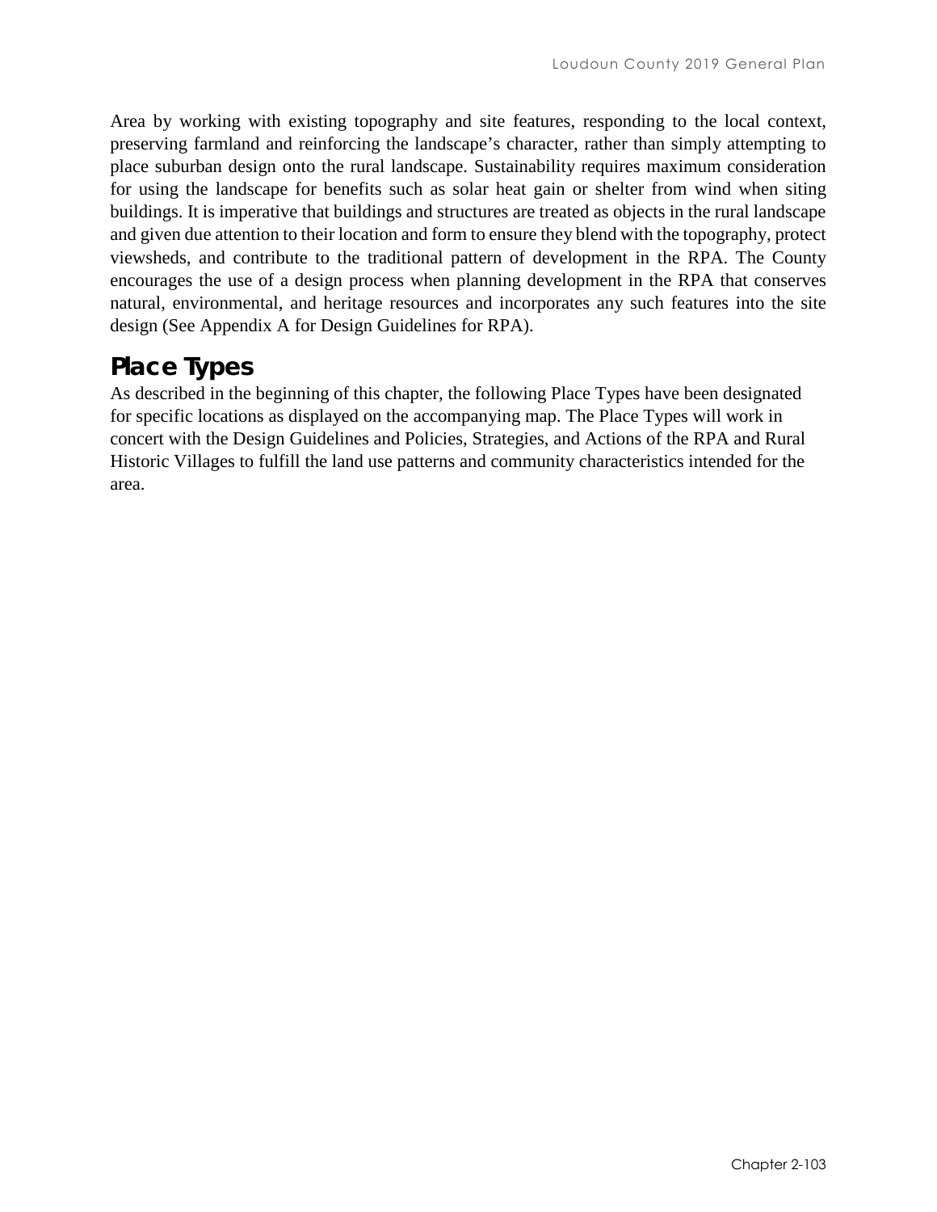Area by working with existing topography and site features, responding to the local context, preserving farmland and reinforcing the landscape's character, rather than simply attempting to place suburban design onto the rural landscape. Sustainability requires maximum consideration for using the landscape for benefits such as solar heat gain or shelter from wind when siting buildings. It is imperative that buildings and structures are treated as objects in the rural landscape and given due attention to their location and form to ensure they blend with the topography, protect viewsheds, and contribute to the traditional pattern of development in the RPA. The County encourages the use of a design process when planning development in the RPA that conserves natural, environmental, and heritage resources and incorporates any such features into the site design (See Appendix A for Design Guidelines for RPA).

## Place Types

As described in the beginning of this chapter, the following Place Types have been designated for specific locations as displayed on the accompanying map. The Place Types will work in concert with the Design Guidelines and Policies, Strategies, and Actions of the RPA and Rural Historic Villages to fulfill the land use patterns and community characteristics intended for the area.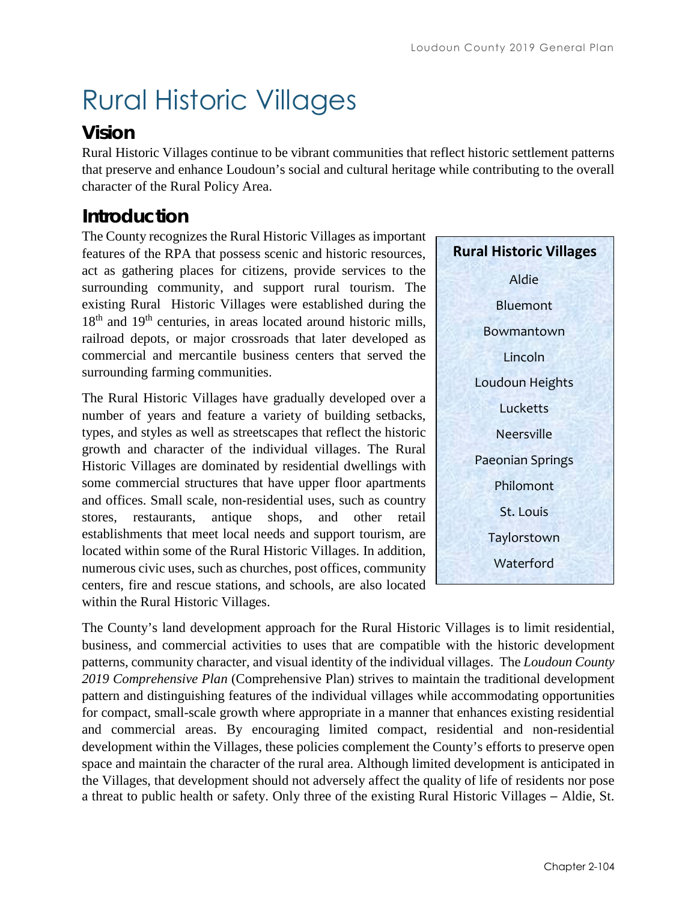# Rural Historic Villages

## Vision

Rural Historic Villages continue to be vibrant communities that reflect historic settlement patterns that preserve and enhance Loudoun's social and cultural heritage while contributing to the overall character of the Rural Policy Area.

## Introduction

The County recognizes the Rural Historic Villages as important features of the RPA that possess scenic and historic resources, act as gathering places for citizens, provide services to the surrounding community, and support rural tourism. The existing Rural Historic Villages were established during the 18th and 19th centuries, in areas located around historic mills, railroad depots, or major crossroads that later developed as commercial and mercantile business centers that served the surrounding farming communities.

The Rural Historic Villages have gradually developed over a number of years and feature a variety of building setbacks, types, and styles as well as streetscapes that reflect the historic growth and character of the individual villages. The Rural Historic Villages are dominated by residential dwellings with some commercial structures that have upper floor apartments and offices. Small scale, non-residential uses, such as country stores, restaurants, antique shops, and other retail establishments that meet local needs and support tourism, are located within some of the Rural Historic Villages. In addition, numerous civic uses, such as churches, post offices, community centers, fire and rescue stations, and schools, are also located within the Rural Historic Villages.

**Rural Historic Villages**

- Aldie
- Bluemont
- Bowmantown
- Lincoln
- Loudoun Heights
- Lucketts
- Neersville
- Paeonian Springs
- Philomont
- St. Louis
- Taylorstown
- Waterford

The County's land development approach for the Rural Historic Villages is to limit residential, business, and commercial activities to uses that are compatible with the historic development patterns, community character, and visual identity of the individual villages. The *Loudoun County 2019 Comprehensive Plan* (Comprehensive Plan) strives to maintain the traditional development pattern and distinguishing features of the individual villages while accommodating opportunities for compact, small-scale growth where appropriate in a manner that enhances existing residential and commercial areas. By encouraging limited compact, residential and non-residential development within the Villages, these policies complement the County's efforts to preserve open space and maintain the character of the rural area. Although limited development is anticipated in the Villages, that development should not adversely affect the quality of life of residents nor pose a threat to public health or safety. Only three of the existing Rural Historic Villages – Aldie, St.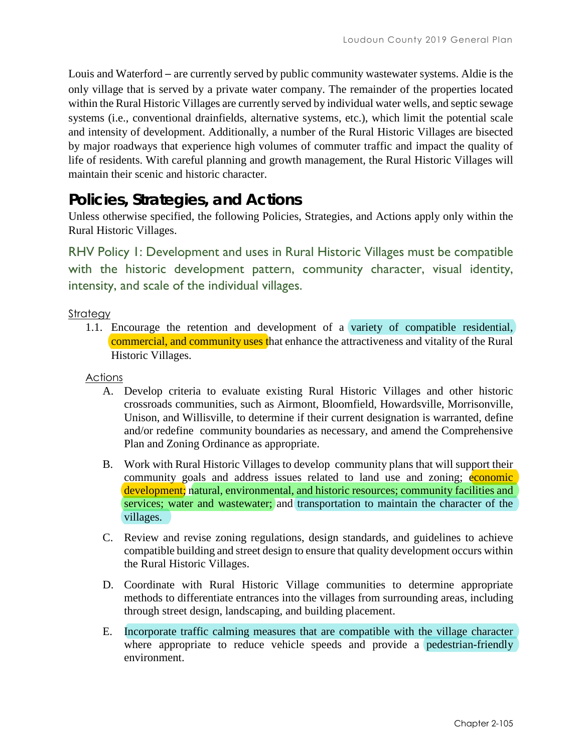Louis and Waterford – are currently served by public community wastewater systems. Aldie is the only village that is served by a private water company. The remainder of the properties located within the Rural Historic Villages are currently served by individual water wells, and septic sewage systems (i.e., conventional drainfields, alternative systems, etc.), which limit the potential scale and intensity of development. Additionally, a number of the Rural Historic Villages are bisected by major roadways that experience high volumes of commuter traffic and impact the quality of life of residents. With careful planning and growth management, the Rural Historic Villages will maintain their scenic and historic character.

## Policies, Strategies, and Actions

Unless otherwise specified, the following Policies, Strategies, and Actions apply only within the Rural Historic Villages.

### RHV Policy 1: Development and uses in Rural Historic Villages must be compatible with the historic development pattern, community character, visual identity, intensity, and scale of the individual villages.

Strategy

1.1. Encourage the retention and development of a variety of compatible residential, commercial, and community uses that enhance the attractiveness and vitality of the Rural Historic Villages.

Actions

A. Develop criteria to evaluate existing Rural Historic Villages and other historic crossroads communities, such as Airmont, Bloomfield, Howardsville, Morrisonville, Unison, and Willisville, to determine if their current designation is warranted, define and/or redefine community boundaries as necessary, and amend the Comprehensive Plan and Zoning Ordinance as appropriate.

B. Work with Rural Historic Villages to develop community plans that will support their community goals and address issues related to land use and zoning; economic development; natural, environmental, and historic resources; community facilities and services; water and wastewater; and transportation to maintain the character of the villages.

C. Review and revise zoning regulations, design standards, and guidelines to achieve compatible building and street design to ensure that quality development occurs within the Rural Historic Villages.

D. Coordinate with Rural Historic Village communities to determine appropriate methods to differentiate entrances into the villages from surrounding areas, including through street design, landscaping, and building placement.

E. Incorporate traffic calming measures that are compatible with the village character where appropriate to reduce vehicle speeds and provide a pedestrian-friendly environment.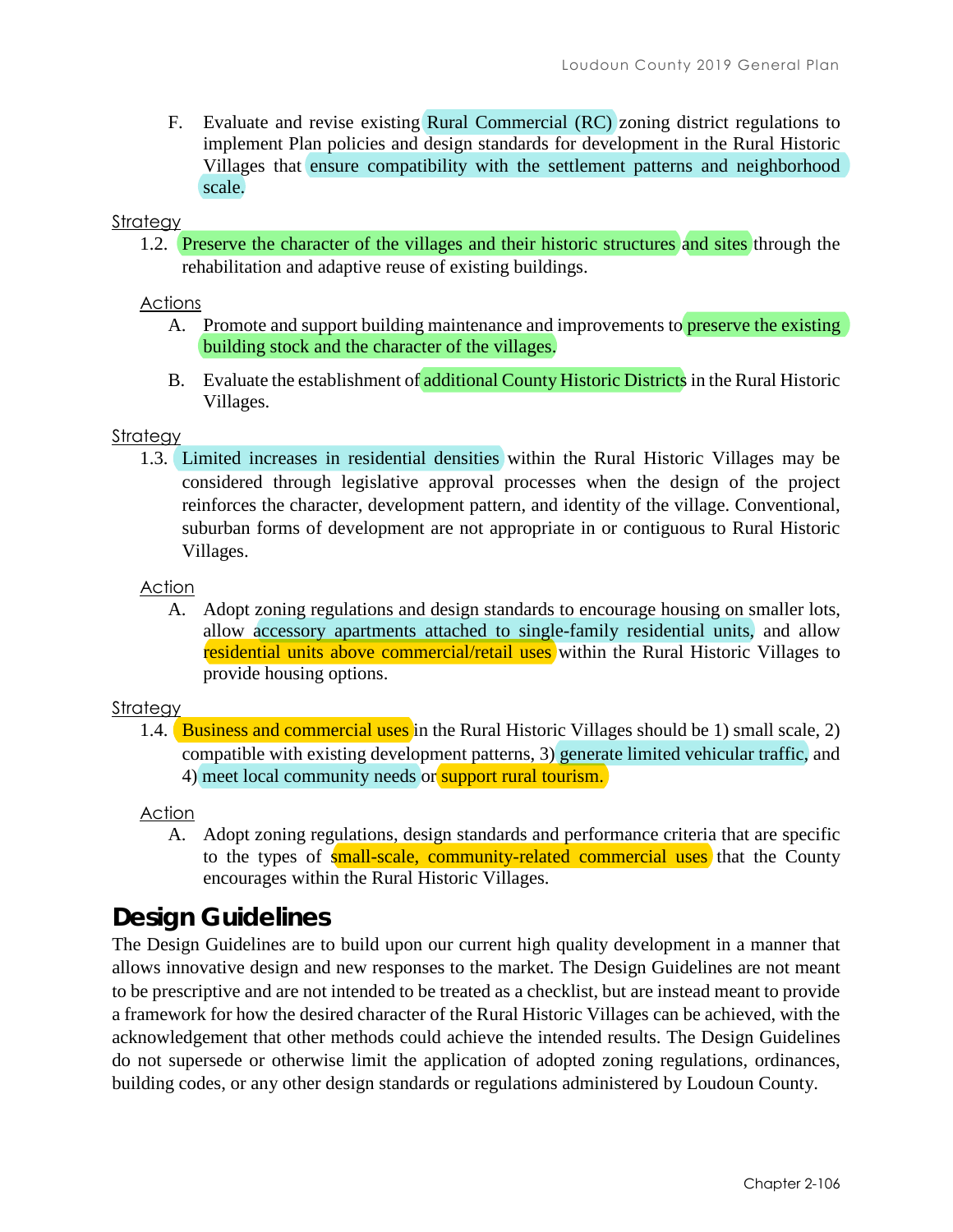F. Evaluate and revise existing Rural Commercial (RC) zoning district regulations to implement Plan policies and design standards for development in the Rural Historic Villages that ensure compatibility with the settlement patterns and neighborhood scale.

Strategy

1.2. Preserve the character of the villages and their historic structures and sites through the rehabilitation and adaptive reuse of existing buildings.

Actions

A. Promote and support building maintenance and improvements to preserve the existing building stock and the character of the villages.

B. Evaluate the establishment of additional County Historic Districts in the Rural Historic Villages.

Strategy

1.3. Limited increases in residential densities within the Rural Historic Villages may be considered through legislative approval processes when the design of the project reinforces the character, development pattern, and identity of the village. Conventional, suburban forms of development are not appropriate in or contiguous to Rural Historic Villages.

Action

A. Adopt zoning regulations and design standards to encourage housing on smaller lots, allow accessory apartments attached to single-family residential units, and allow residential units above commercial/retail uses within the Rural Historic Villages to provide housing options.

Strategy

1.4. Business and commercial uses in the Rural Historic Villages should be 1) small scale, 2) compatible with existing development patterns, 3) generate limited vehicular traffic, and 4) meet local community needs or support rural tourism.

Action

A. Adopt zoning regulations, design standards and performance criteria that are specific to the types of small-scale, community-related commercial uses that the County encourages within the Rural Historic Villages.

## Design Guidelines

The Design Guidelines are to build upon our current high quality development in a manner that allows innovative design and new responses to the market. The Design Guidelines are not meant to be prescriptive and are not intended to be treated as a checklist, but are instead meant to provide a framework for how the desired character of the Rural Historic Villages can be achieved, with the acknowledgement that other methods could achieve the intended results. The Design Guidelines do not supersede or otherwise limit the application of adopted zoning regulations, ordinances, building codes, or any other design standards or regulations administered by Loudoun County.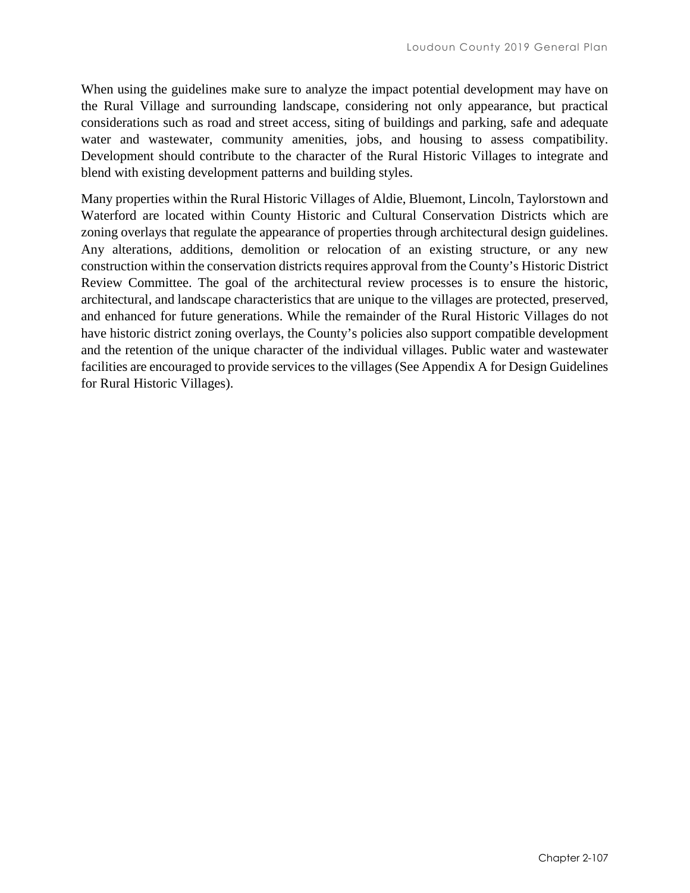When using the guidelines make sure to analyze the impact potential development may have on the Rural Village and surrounding landscape, considering not only appearance, but practical considerations such as road and street access, siting of buildings and parking, safe and adequate water and wastewater, community amenities, jobs, and housing to assess compatibility. Development should contribute to the character of the Rural Historic Villages to integrate and blend with existing development patterns and building styles.

Many properties within the Rural Historic Villages of Aldie, Bluemont, Lincoln, Taylorstown and Waterford are located within County Historic and Cultural Conservation Districts which are zoning overlays that regulate the appearance of properties through architectural design guidelines. Any alterations, additions, demolition or relocation of an existing structure, or any new construction within the conservation districts requires approval from the County's Historic District Review Committee. The goal of the architectural review processes is to ensure the historic, architectural, and landscape characteristics that are unique to the villages are protected, preserved, and enhanced for future generations. While the remainder of the Rural Historic Villages do not have historic district zoning overlays, the County's policies also support compatible development and the retention of the unique character of the individual villages. Public water and wastewater facilities are encouraged to provide services to the villages (See Appendix A for Design Guidelines for Rural Historic Villages).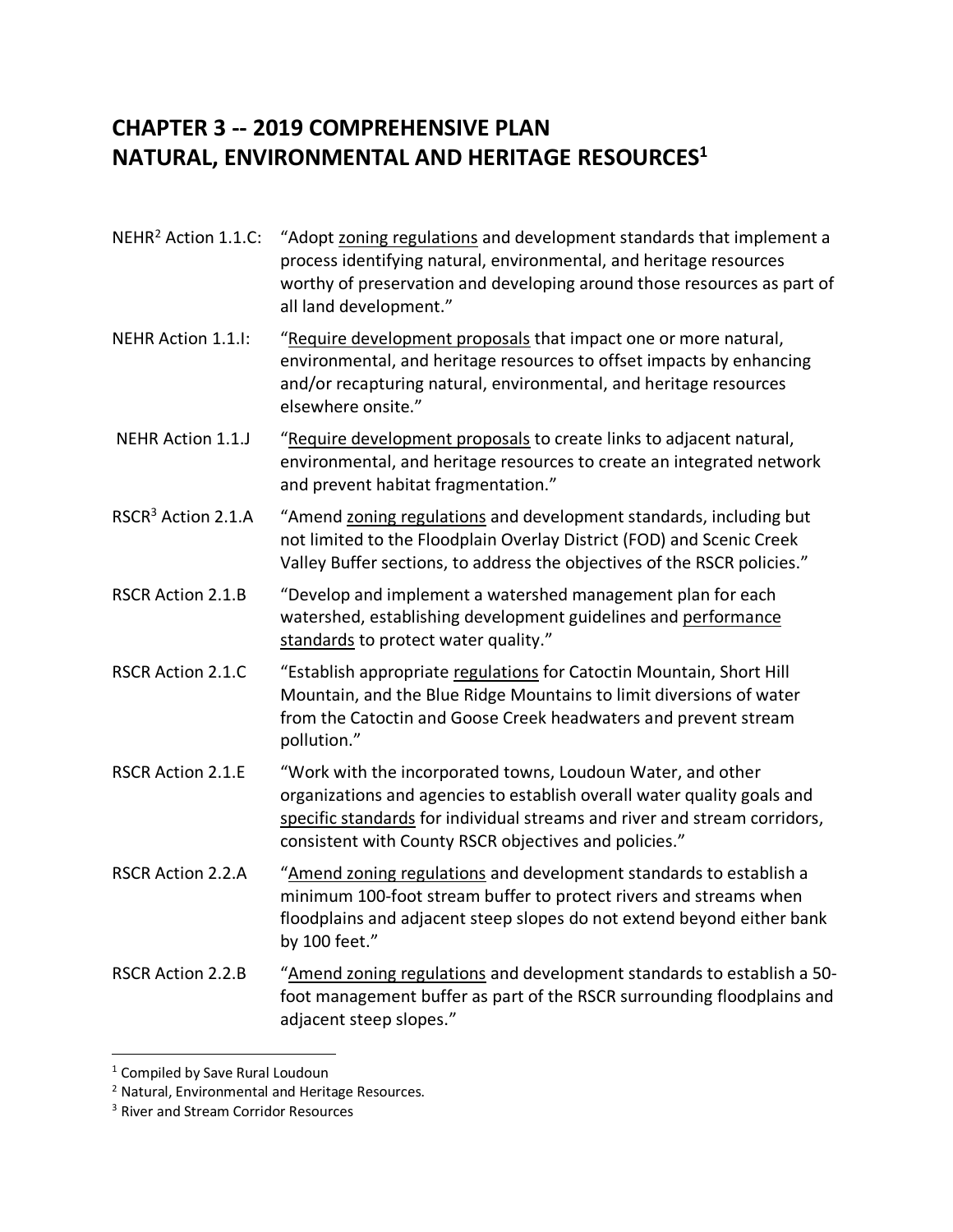## CHAPTER 3 -- 2019 COMPREHENSIVE PLAN NATURAL, ENVIRONMENTAL AND HERITAGE RESOURCES[1]

NEHR[2] Action 1.1.C: "Adopt <u>zoning regulations</u> and development standards that implement a process identifying natural, environmental, and heritage resources worthy of preservation and developing around those resources as part of all land development."

NEHR Action 1.1.I: "<u>Require development proposals</u> that impact one or more natural, environmental, and heritage resources to offset impacts by enhancing and/or recapturing natural, environmental, and heritage resources elsewhere onsite."

NEHR Action 1.1.J "<u>Require development proposals</u> to create links to adjacent natural, environmental, and heritage resources to create an integrated network and prevent habitat fragmentation."

RSCR[3] Action 2.1.A "Amend <u>zoning regulations</u> and development standards, including but not limited to the Floodplain Overlay District (FOD) and Scenic Creek Valley Buffer sections, to address the objectives of the RSCR policies."

RSCR Action 2.1.B "Develop and implement a watershed management plan for each watershed, establishing development guidelines and <u>performance standards</u> to protect water quality."

RSCR Action 2.1.C "Establish appropriate <u>regulations</u> for Catoctin Mountain, Short Hill Mountain, and the Blue Ridge Mountains to limit diversions of water from the Catoctin and Goose Creek headwaters and prevent stream pollution."

RSCR Action 2.1.E "Work with the incorporated towns, Loudoun Water, and other organizations and agencies to establish overall water quality goals and <u>specific standards</u> for individual streams and river and stream corridors, consistent with County RSCR objectives and policies."

RSCR Action 2.2.A "<u>Amend zoning regulations</u> and development standards to establish a minimum 100-foot stream buffer to protect rivers and streams when floodplains and adjacent steep slopes do not extend beyond either bank by 100 feet."

RSCR Action 2.2.B "<u>Amend zoning regulations</u> and development standards to establish a 50-foot management buffer as part of the RSCR surrounding floodplains and adjacent steep slopes."

---

[1] Compiled by Save Rural Loudoun

[2] Natural, Environmental and Heritage Resources.

[3] River and Stream Corridor Resources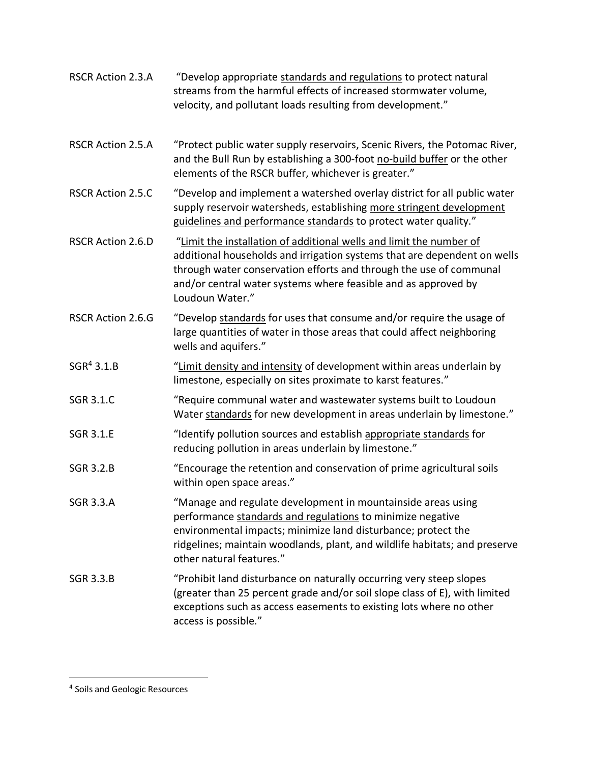RSCR Action 2.3.A "Develop appropriate <u>standards and regulations</u> to protect natural streams from the harmful effects of increased stormwater volume, velocity, and pollutant loads resulting from development."

RSCR Action 2.5.A "Protect public water supply reservoirs, Scenic Rivers, the Potomac River, and the Bull Run by establishing a 300-foot <u>no-build buffer</u> or the other elements of the RSCR buffer, whichever is greater."

RSCR Action 2.5.C "Develop and implement a watershed overlay district for all public water supply reservoir watersheds, establishing <u>more stringent development guidelines and performance standards</u> to protect water quality."

RSCR Action 2.6.D "<u>Limit the installation of additional wells and limit the number of additional households and irrigation systems</u> that are dependent on wells through water conservation efforts and through the use of communal and/or central water systems where feasible and as approved by Loudoun Water."

RSCR Action 2.6.G "Develop <u>standards</u> for uses that consume and/or require the usage of large quantities of water in those areas that could affect neighboring wells and aquifers."

SGR[4] 3.1.B "<u>Limit density and intensity</u> of development within areas underlain by limestone, especially on sites proximate to karst features."

SGR 3.1.C "Require communal water and wastewater systems built to Loudoun Water <u>standards</u> for new development in areas underlain by limestone."

SGR 3.1.E "Identify pollution sources and establish <u>appropriate standards</u> for reducing pollution in areas underlain by limestone."

SGR 3.2.B "Encourage the retention and conservation of prime agricultural soils within open space areas."

SGR 3.3.A "Manage and regulate development in mountainside areas using performance <u>standards and regulations</u> to minimize negative environmental impacts; minimize land disturbance; protect the ridgelines; maintain woodlands, plant, and wildlife habitats; and preserve other natural features."

SGR 3.3.B "Prohibit land disturbance on naturally occurring very steep slopes (greater than 25 percent grade and/or soil slope class of E), with limited exceptions such as access easements to existing lots where no other access is possible."

---

[4] Soils and Geologic Resources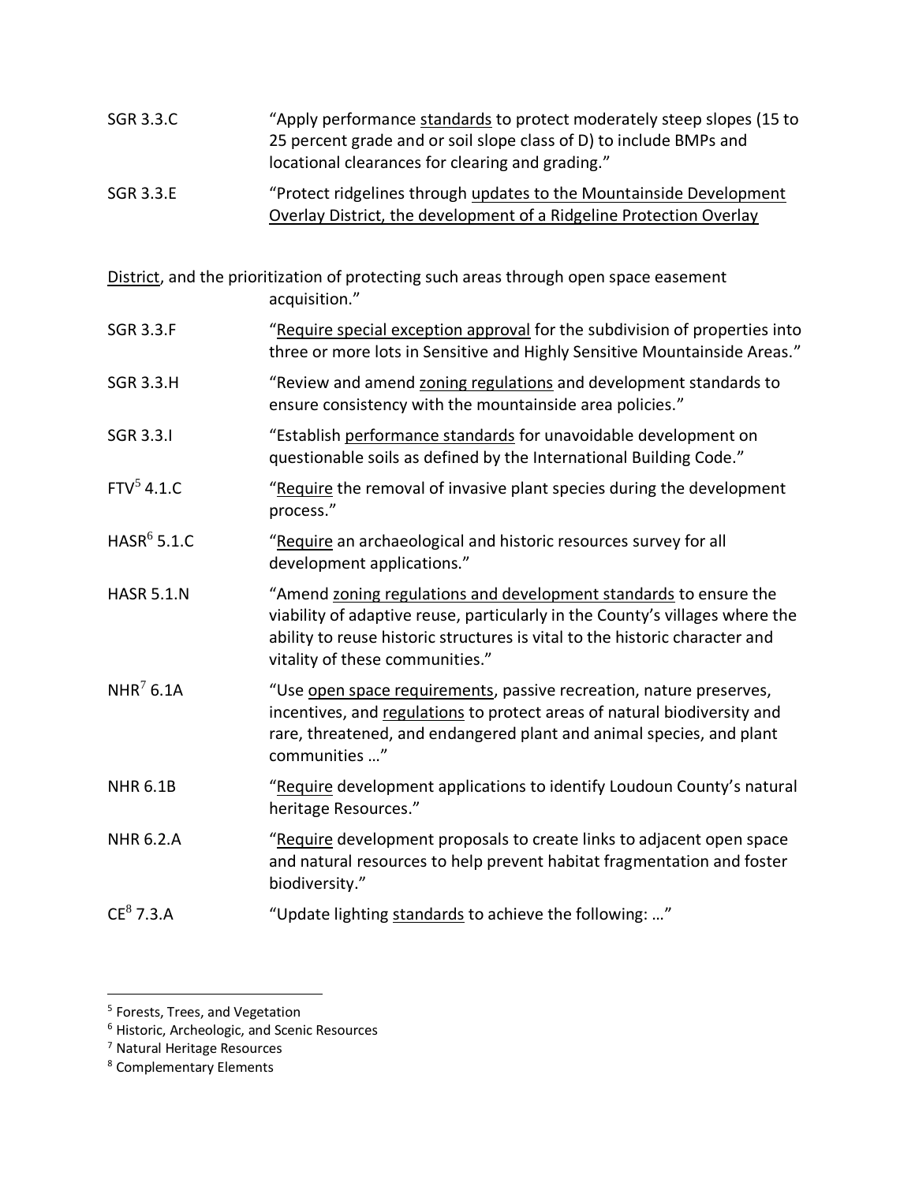SGR 3.3.C “Apply performance <u>standards</u> to protect moderately steep slopes (15 to 25 percent grade and or soil slope class of D) to include BMPs and locational clearances for clearing and grading.”

SGR 3.3.E “Protect ridgelines through <u>updates to the Mountainside Development Overlay District, the development of a Ridgeline Protection Overlay District</u>, and the prioritization of protecting such areas through open space easement acquisition.”

SGR 3.3.F “<u>Require special exception approval</u> for the subdivision of properties into three or more lots in Sensitive and Highly Sensitive Mountainside Areas.”

SGR 3.3.H “Review and amend <u>zoning regulations</u> and development standards to ensure consistency with the mountainside area policies.”

SGR 3.3.I “Establish <u>performance standards</u> for unavoidable development on questionable soils as defined by the International Building Code.”

FTV[5] 4.1.C “<u>Require</u> the removal of invasive plant species during the development process.”

HASR[6] 5.1.C “<u>Require</u> an archaeological and historic resources survey for all development applications.”

HASR 5.1.N “Amend <u>zoning regulations and development standards</u> to ensure the viability of adaptive reuse, particularly in the County’s villages where the ability to reuse historic structures is vital to the historic character and vitality of these communities.”

NHR[7] 6.1A “Use <u>open space requirements</u>, passive recreation, nature preserves, incentives, and <u>regulations</u> to protect areas of natural biodiversity and rare, threatened, and endangered plant and animal species, and plant communities …”

NHR 6.1B “<u>Require</u> development applications to identify Loudoun County’s natural heritage Resources.”

NHR 6.2.A “<u>Require</u> development proposals to create links to adjacent open space and natural resources to help prevent habitat fragmentation and foster biodiversity.”

CE[8] 7.3.A “Update lighting <u>standards</u> to achieve the following: …”

---

[5] Forests, Trees, and Vegetation

[6] Historic, Archeologic, and Scenic Resources

[7] Natural Heritage Resources

[8] Complementary Elements